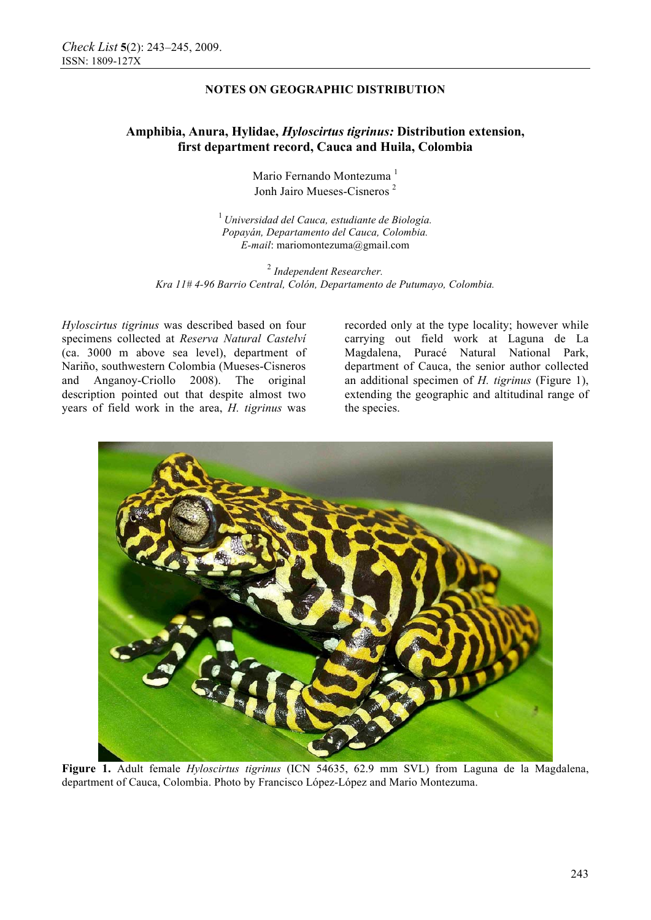**NOTES ON GEOGRAPHIC DISTRIBUTION**

# Amphibia, Anura, Hylidae, *Hyloscirtus tigrinus:* Distribution extension, first department record, Cauca and Huila, Colombia

Mario Fernando Montezuma [1]
Jonh Jairo Mueses-Cisneros [2]

[1] *Universidad del Cauca, estudiante de Biología. Popayán, Departamento del Cauca, Colombia. E-mail*: mariomontezuma@gmail.com

[2] *Independent Researcher. Kra 11# 4-96 Barrio Central, Colón, Departamento de Putumayo, Colombia.*

*Hyloscirtus tigrinus* was described based on four specimens collected at *Reserva Natural Castelví* (ca. 3000 m above sea level), department of Nariño, southwestern Colombia (Mueses-Cisneros and Anganoy-Criollo 2008). The original description pointed out that despite almost two years of field work in the area, *H. tigrinus* was recorded only at the type locality; however while carrying out field work at Laguna de La Magdalena, Puracé Natural National Park, department of Cauca, the senior author collected an additional specimen of *H. tigrinus* (Figure 1), extending the geographic and altitudinal range of the species.

**Figure 1.** Adult female *Hyloscirtus tigrinus* (ICN 54635, 62.9 mm SVL) from Laguna de la Magdalena, department of Cauca, Colombia. Photo by Francisco López-López and Mario Montezuma.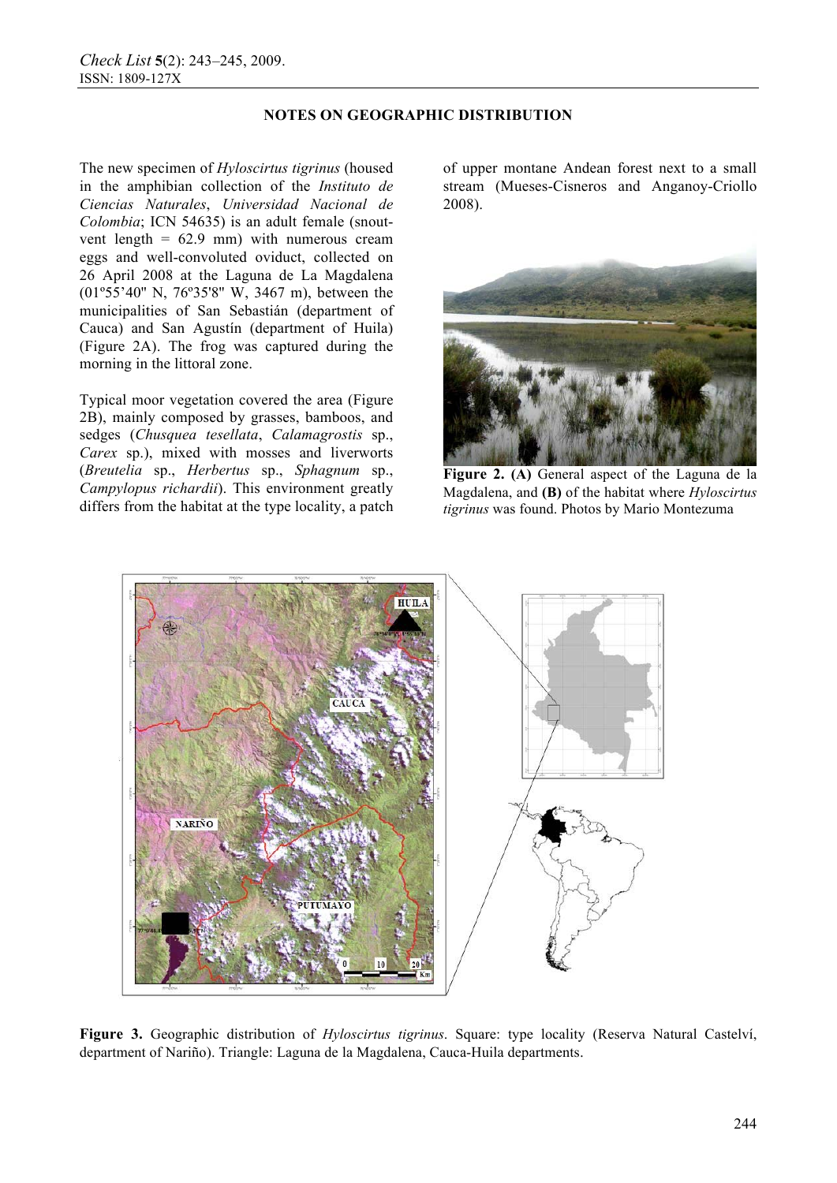## NOTES ON GEOGRAPHIC DISTRIBUTION

The new specimen of *Hyloscirtus tigrinus* (housed in the amphibian collection of the *Instituto de Ciencias Naturales*, *Universidad Nacional de Colombia*; ICN 54635) is an adult female (snout-vent length = 62.9 mm) with numerous cream eggs and well-convoluted oviduct, collected on 26 April 2008 at the Laguna de La Magdalena (01º55'40" N, 76º35'8" W, 3467 m), between the municipalities of San Sebastián (department of Cauca) and San Agustín (department of Huila) (Figure 2A). The frog was captured during the morning in the littoral zone.

Typical moor vegetation covered the area (Figure 2B), mainly composed by grasses, bamboos, and sedges (*Chusquea tesellata*, *Calamagrostis* sp., *Carex* sp.), mixed with mosses and liverworts (*Breutelia* sp., *Herbertus* sp., *Sphagnum* sp., *Campylopus richardii*). This environment greatly differs from the habitat at the type locality, a patch of upper montane Andean forest next to a small stream (Mueses-Cisneros and Anganoy-Criollo 2008).

**Figure 2. (A)** General aspect of the Laguna de la Magdalena, and **(B)** of the habitat where *Hyloscirtus tigrinus* was found. Photos by Mario Montezuma

**Figure 3.** Geographic distribution of *Hyloscirtus tigrinus*. Square: type locality (Reserva Natural Castelví, department of Nariño). Triangle: Laguna de la Magdalena, Cauca-Huila departments.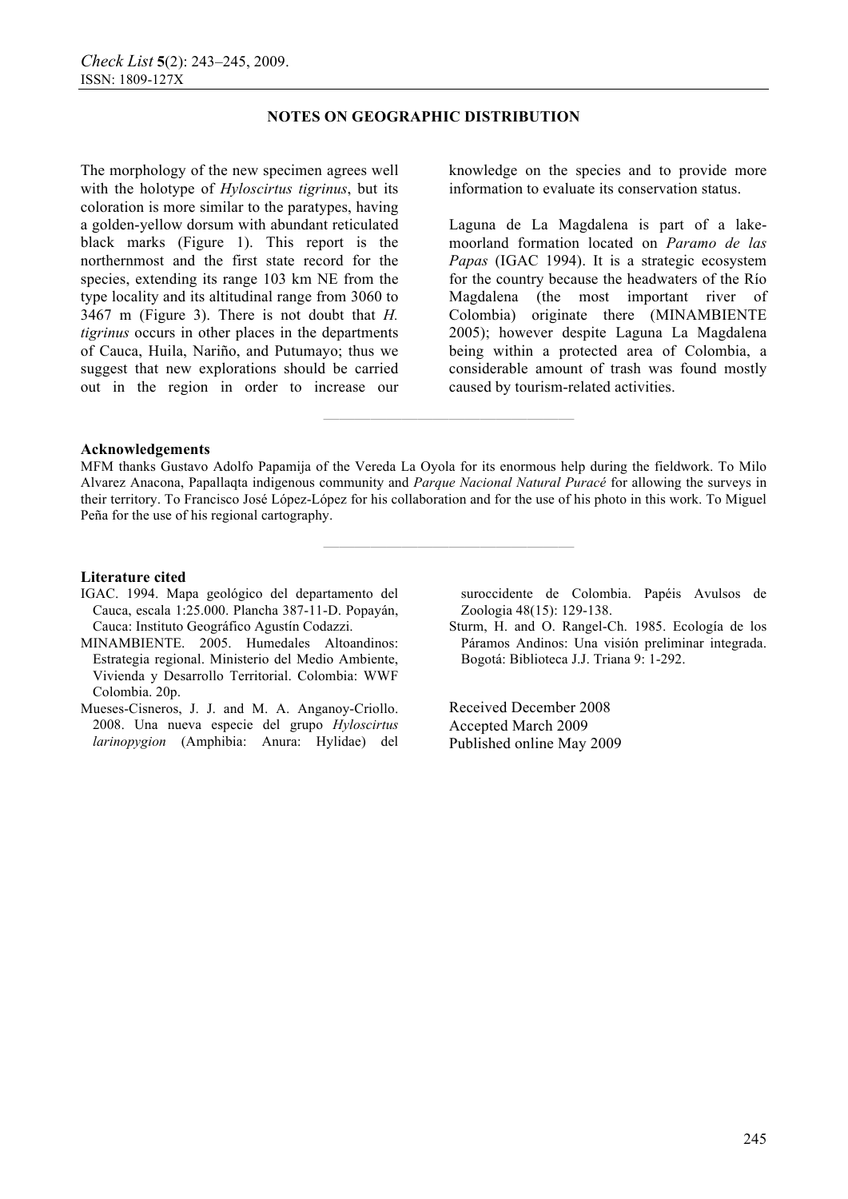The morphology of the new specimen agrees well with the holotype of *Hyloscirtus tigrinus*, but its coloration is more similar to the paratypes, having a golden-yellow dorsum with abundant reticulated black marks (Figure 1). This report is the northernmost and the first state record for the species, extending its range 103 km NE from the type locality and its altitudinal range from 3060 to 3467 m (Figure 3). There is not doubt that *H. tigrinus* occurs in other places in the departments of Cauca, Huila, Nariño, and Putumayo; thus we suggest that new explorations should be carried out in the region in order to increase our knowledge on the species and to provide more information to evaluate its conservation status.

Laguna de La Magdalena is part of a lake-moorland formation located on *Paramo de las Papas* (IGAC 1994). It is a strategic ecosystem for the country because the headwaters of the Río Magdalena (the most important river of Colombia) originate there (MINAMBIENTE 2005); however despite Laguna La Magdalena being within a protected area of Colombia, a considerable amount of trash was found mostly caused by tourism-related activities.

## Acknowledgements

MFM thanks Gustavo Adolfo Papamija of the Vereda La Oyola for its enormous help during the fieldwork. To Milo Alvarez Anacona, Papallaqta indigenous community and *Parque Nacional Natural Puracé* for allowing the surveys in their territory. To Francisco José López-López for his collaboration and for the use of his photo in this work. To Miguel Peña for the use of his regional cartography.

## Literature cited

IGAC. 1994. Mapa geológico del departamento del Cauca, escala 1:25.000. Plancha 387-11-D. Popayán, Cauca: Instituto Geográfico Agustín Codazzi.

MINAMBIENTE. 2005. Humedales Altoandinos: Estrategia regional. Ministerio del Medio Ambiente, Vivienda y Desarrollo Territorial. Colombia: WWF Colombia. 20p.

Mueses-Cisneros, J. J. and M. A. Anganoy-Criollo. 2008. Una nueva especie del grupo *Hyloscirtus larinopygion* (Amphibia: Anura: Hylidae) del suroccidente de Colombia. Papéis Avulsos de Zoologia 48(15): 129-138.

Sturm, H. and O. Rangel-Ch. 1985. Ecología de los Páramos Andinos: Una visión preliminar integrada. Bogotá: Biblioteca J.J. Triana 9: 1-292.

Received December 2008
Accepted March 2009
Published online May 2009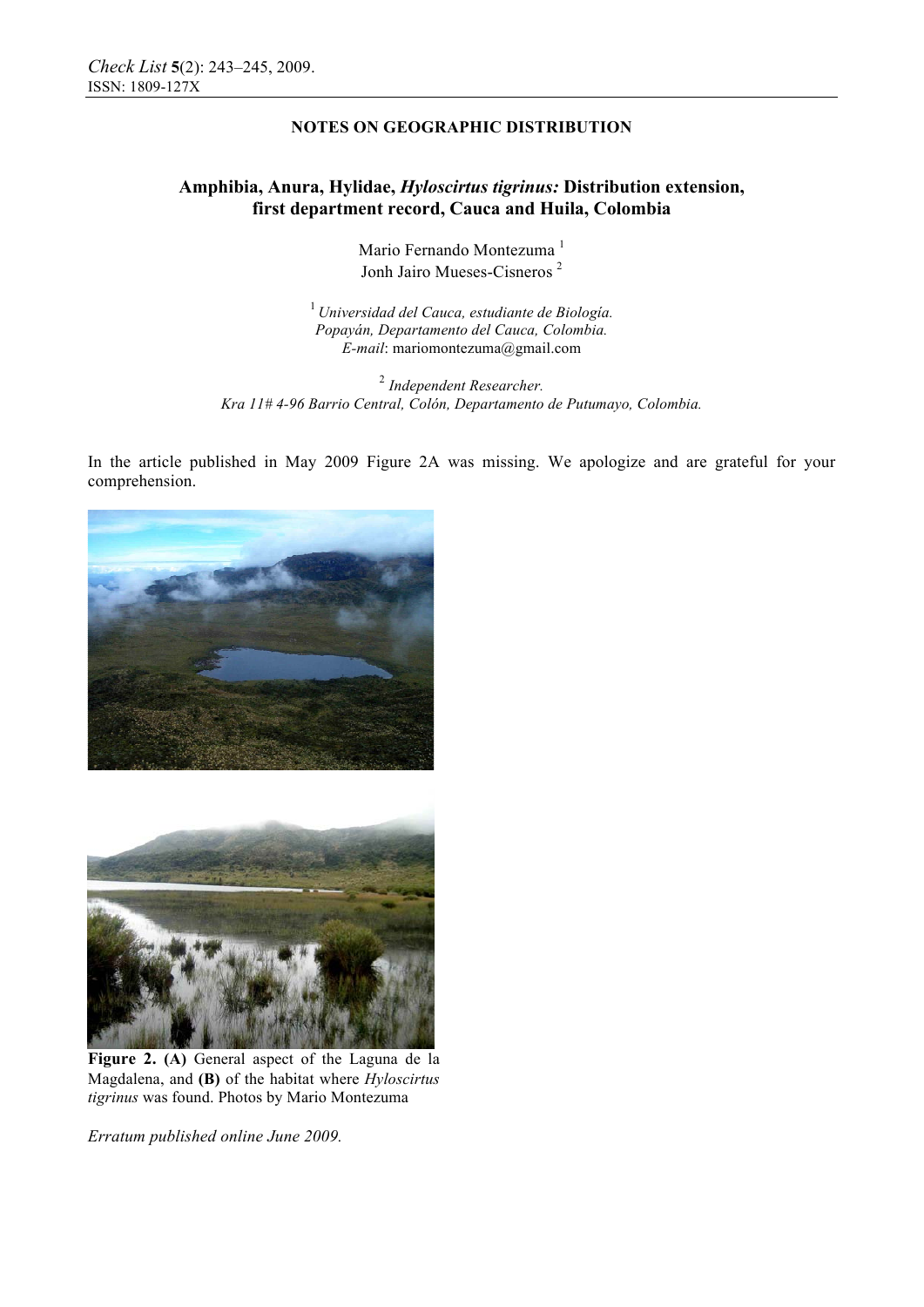## NOTES ON GEOGRAPHIC DISTRIBUTION

# Amphibia, Anura, Hylidae, *Hyloscirtus tigrinus:* Distribution extension, first department record, Cauca and Huila, Colombia

Mario Fernando Montezuma [1]
Jonh Jairo Mueses-Cisneros [2]

[1] *Universidad del Cauca, estudiante de Biología. Popayán, Departamento del Cauca, Colombia.*
*E-mail*: mariomontezuma@gmail.com

[2] *Independent Researcher. Kra 11# 4-96 Barrio Central, Colón, Departamento de Putumayo, Colombia.*

In the article published in May 2009 Figure 2A was missing. We apologize and are grateful for your comprehension.

**Figure 2. (A)** General aspect of the Laguna de la Magdalena, and **(B)** of the habitat where *Hyloscirtus tigrinus* was found. Photos by Mario Montezuma

*Erratum published online June 2009.*